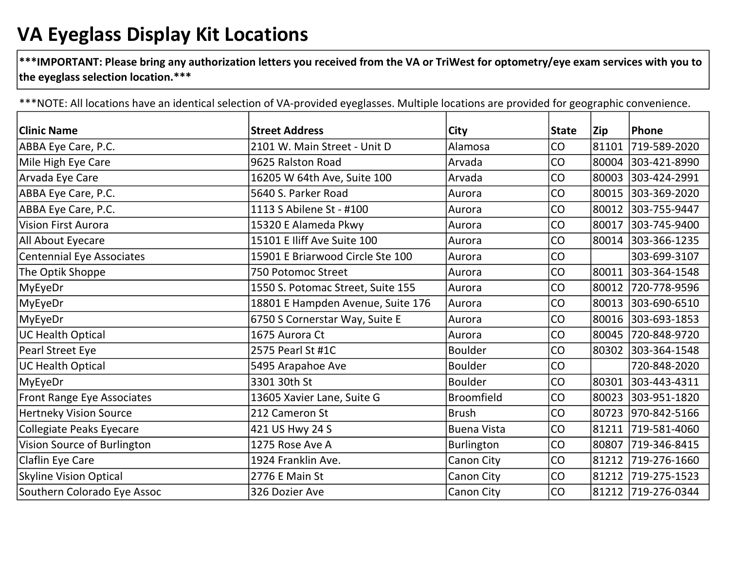# VA Eyeglass Display Kit Locations

**\*\*\*IMPORTANT: Please bring any authorization letters you received from the VA or TriWest for optometry/eye exam services with you to the eyeglass selection location.\*\*\***

\*\*\*NOTE: All locations have an identical selection of VA-provided eyeglasses. Multiple locations are provided for geographic convenience.

| Clinic Name | Street Address | City | State | Zip | Phone |
|---|---|---|---|---|---|
| ABBA Eye Care, P.C. | 2101 W. Main Street - Unit D | Alamosa | CO | 81101 | 719-589-2020 |
| Mile High Eye Care | 9625 Ralston Road | Arvada | CO | 80004 | 303-421-8990 |
| Arvada Eye Care | 16205 W 64th Ave, Suite 100 | Arvada | CO | 80003 | 303-424-2991 |
| ABBA Eye Care, P.C. | 5640 S. Parker Road | Aurora | CO | 80015 | 303-369-2020 |
| ABBA Eye Care, P.C. | 1113 S Abilene St - #100 | Aurora | CO | 80012 | 303-755-9447 |
| Vision First Aurora | 15320 E Alameda Pkwy | Aurora | CO | 80017 | 303-745-9400 |
| All About Eyecare | 15101 E Iliff Ave Suite 100 | Aurora | CO | 80014 | 303-366-1235 |
| Centennial Eye Associates | 15901 E Briarwood Circle Ste 100 | Aurora | CO | | 303-699-3107 |
| The Optik Shoppe | 750 Potomoc Street | Aurora | CO | 80011 | 303-364-1548 |
| MyEyeDr | 1550 S. Potomac Street, Suite 155 | Aurora | CO | 80012 | 720-778-9596 |
| MyEyeDr | 18801 E Hampden Avenue, Suite 176 | Aurora | CO | 80013 | 303-690-6510 |
| MyEyeDr | 6750 S Cornerstar Way, Suite E | Aurora | CO | 80016 | 303-693-1853 |
| UC Health Optical | 1675 Aurora Ct | Aurora | CO | 80045 | 720-848-9720 |
| Pearl Street Eye | 2575 Pearl St #1C | Boulder | CO | 80302 | 303-364-1548 |
| UC Health Optical | 5495 Arapahoe Ave | Boulder | CO | | 720-848-2020 |
| MyEyeDr | 3301 30th St | Boulder | CO | 80301 | 303-443-4311 |
| Front Range Eye Associates | 13605 Xavier Lane, Suite G | Broomfield | CO | 80023 | 303-951-1820 |
| Hertneky Vision Source | 212 Cameron St | Brush | CO | 80723 | 970-842-5166 |
| Collegiate Peaks Eyecare | 421 US Hwy 24 S | Buena Vista | CO | 81211 | 719-581-4060 |
| Vision Source of Burlington | 1275 Rose Ave A | Burlington | CO | 80807 | 719-346-8415 |
| Claflin Eye Care | 1924 Franklin Ave. | Canon City | CO | 81212 | 719-276-1660 |
| Skyline Vision Optical | 2776 E Main St | Canon City | CO | 81212 | 719-275-1523 |
| Southern Colorado Eye Assoc | 326 Dozier Ave | Canon City | CO | 81212 | 719-276-0344 |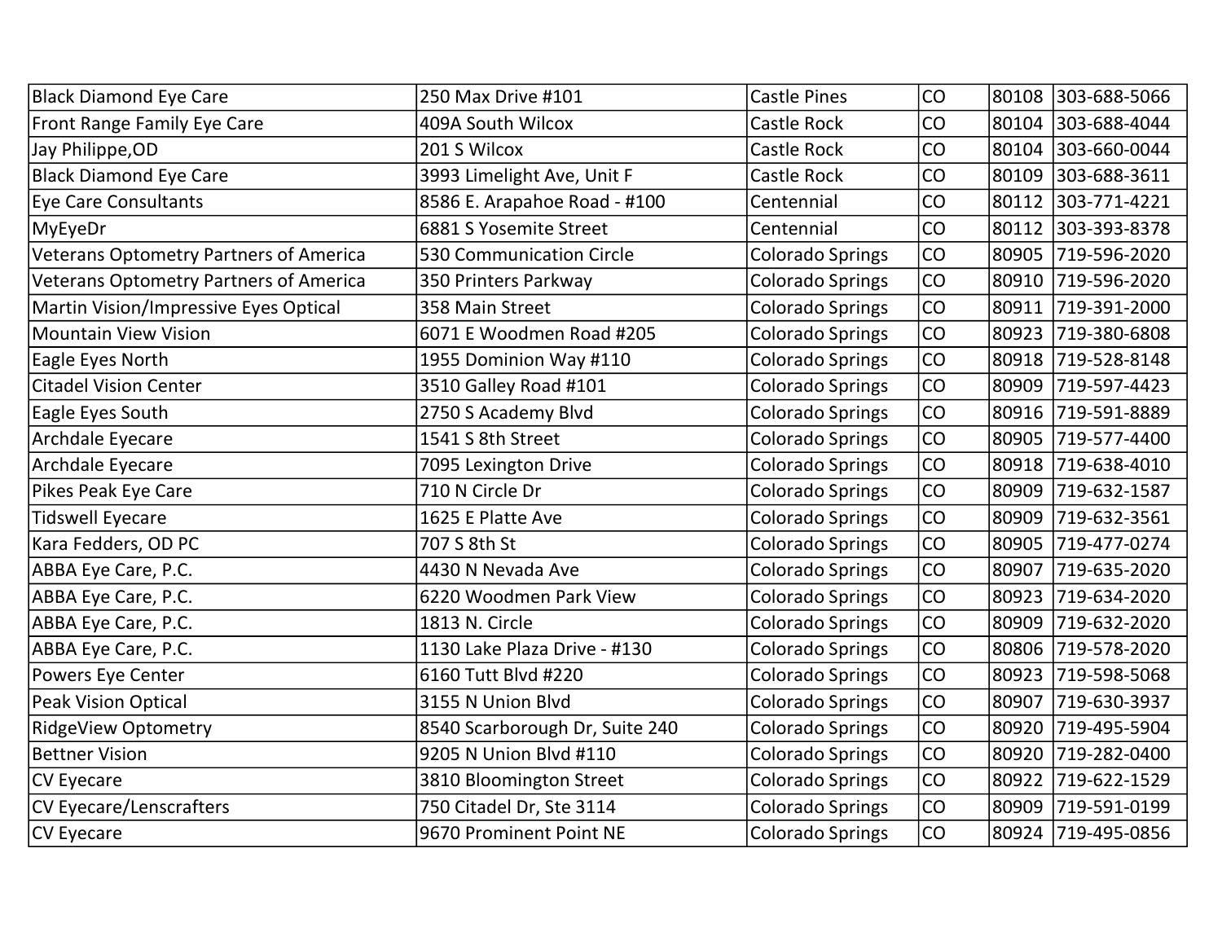| | | | | | |
|---|---|---|---|---|---|
| Black Diamond Eye Care | 250 Max Drive #101 | Castle Pines | CO | 80108 | 303-688-5066 |
| Front Range Family Eye Care | 409A South Wilcox | Castle Rock | CO | 80104 | 303-688-4044 |
| Jay Philippe,OD | 201 S Wilcox | Castle Rock | CO | 80104 | 303-660-0044 |
| Black Diamond Eye Care | 3993 Limelight Ave, Unit F | Castle Rock | CO | 80109 | 303-688-3611 |
| Eye Care Consultants | 8586 E. Arapahoe Road - #100 | Centennial | CO | 80112 | 303-771-4221 |
| MyEyeDr | 6881 S Yosemite Street | Centennial | CO | 80112 | 303-393-8378 |
| Veterans Optometry Partners of America | 530 Communication Circle | Colorado Springs | CO | 80905 | 719-596-2020 |
| Veterans Optometry Partners of America | 350 Printers Parkway | Colorado Springs | CO | 80910 | 719-596-2020 |
| Martin Vision/Impressive Eyes Optical | 358 Main Street | Colorado Springs | CO | 80911 | 719-391-2000 |
| Mountain View Vision | 6071 E Woodmen Road #205 | Colorado Springs | CO | 80923 | 719-380-6808 |
| Eagle Eyes North | 1955 Dominion Way #110 | Colorado Springs | CO | 80918 | 719-528-8148 |
| Citadel Vision Center | 3510 Galley Road #101 | Colorado Springs | CO | 80909 | 719-597-4423 |
| Eagle Eyes South | 2750 S Academy Blvd | Colorado Springs | CO | 80916 | 719-591-8889 |
| Archdale Eyecare | 1541 S 8th Street | Colorado Springs | CO | 80905 | 719-577-4400 |
| Archdale Eyecare | 7095 Lexington Drive | Colorado Springs | CO | 80918 | 719-638-4010 |
| Pikes Peak Eye Care | 710 N Circle Dr | Colorado Springs | CO | 80909 | 719-632-1587 |
| Tidswell Eyecare | 1625 E Platte Ave | Colorado Springs | CO | 80909 | 719-632-3561 |
| Kara Fedders, OD PC | 707 S 8th St | Colorado Springs | CO | 80905 | 719-477-0274 |
| ABBA Eye Care, P.C. | 4430 N Nevada Ave | Colorado Springs | CO | 80907 | 719-635-2020 |
| ABBA Eye Care, P.C. | 6220 Woodmen Park View | Colorado Springs | CO | 80923 | 719-634-2020 |
| ABBA Eye Care, P.C. | 1813 N. Circle | Colorado Springs | CO | 80909 | 719-632-2020 |
| ABBA Eye Care, P.C. | 1130 Lake Plaza Drive - #130 | Colorado Springs | CO | 80806 | 719-578-2020 |
| Powers Eye Center | 6160 Tutt Blvd #220 | Colorado Springs | CO | 80923 | 719-598-5068 |
| Peak Vision Optical | 3155 N Union Blvd | Colorado Springs | CO | 80907 | 719-630-3937 |
| RidgeView Optometry | 8540 Scarborough Dr, Suite 240 | Colorado Springs | CO | 80920 | 719-495-5904 |
| Bettner Vision | 9205 N Union Blvd #110 | Colorado Springs | CO | 80920 | 719-282-0400 |
| CV Eyecare | 3810 Bloomington Street | Colorado Springs | CO | 80922 | 719-622-1529 |
| CV Eyecare/Lenscrafters | 750 Citadel Dr, Ste 3114 | Colorado Springs | CO | 80909 | 719-591-0199 |
| CV Eyecare | 9670 Prominent Point NE | Colorado Springs | CO | 80924 | 719-495-0856 |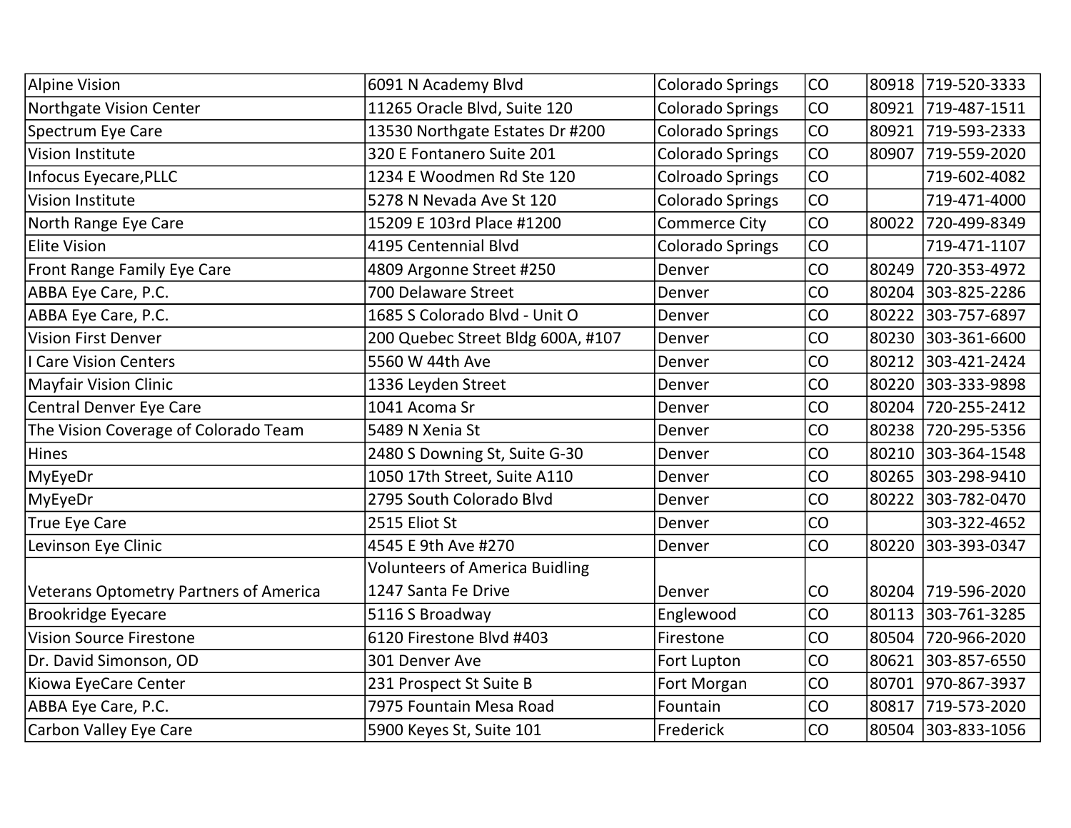| | | | | | |
|---|---|---|---|---|---|
| Alpine Vision | 6091 N Academy Blvd | Colorado Springs | CO | 80918 | 719-520-3333 |
| Northgate Vision Center | 11265 Oracle Blvd, Suite 120 | Colorado Springs | CO | 80921 | 719-487-1511 |
| Spectrum Eye Care | 13530 Northgate Estates Dr #200 | Colorado Springs | CO | 80921 | 719-593-2333 |
| Vision Institute | 320 E Fontanero Suite 201 | Colorado Springs | CO | 80907 | 719-559-2020 |
| Infocus Eyecare,PLLC | 1234 E Woodmen Rd Ste 120 | Colroado Springs | CO | | 719-602-4082 |
| Vision Institute | 5278 N Nevada Ave St 120 | Colorado Springs | CO | | 719-471-4000 |
| North Range Eye Care | 15209 E 103rd Place #1200 | Commerce City | CO | 80022 | 720-499-8349 |
| Elite Vision | 4195 Centennial Blvd | Colorado Springs | CO | | 719-471-1107 |
| Front Range Family Eye Care | 4809 Argonne Street #250 | Denver | CO | 80249 | 720-353-4972 |
| ABBA Eye Care, P.C. | 700 Delaware Street | Denver | CO | 80204 | 303-825-2286 |
| ABBA Eye Care, P.C. | 1685 S Colorado Blvd - Unit O | Denver | CO | 80222 | 303-757-6897 |
| Vision First Denver | 200 Quebec Street Bldg 600A, #107 | Denver | CO | 80230 | 303-361-6600 |
| I Care Vision Centers | 5560 W 44th Ave | Denver | CO | 80212 | 303-421-2424 |
| Mayfair Vision Clinic | 1336 Leyden Street | Denver | CO | 80220 | 303-333-9898 |
| Central Denver Eye Care | 1041 Acoma Sr | Denver | CO | 80204 | 720-255-2412 |
| The Vision Coverage of Colorado Team | 5489 N Xenia St | Denver | CO | 80238 | 720-295-5356 |
| Hines | 2480 S Downing St, Suite G-30 | Denver | CO | 80210 | 303-364-1548 |
| MyEyeDr | 1050 17th Street, Suite A110 | Denver | CO | 80265 | 303-298-9410 |
| MyEyeDr | 2795 South Colorado Blvd | Denver | CO | 80222 | 303-782-0470 |
| True Eye Care | 2515 Eliot St | Denver | CO | | 303-322-4652 |
| Levinson Eye Clinic | 4545 E 9th Ave #270 | Denver | CO | 80220 | 303-393-0347 |
| Veterans Optometry Partners of America | Volunteers of America Buidling 1247 Santa Fe Drive | Denver | CO | 80204 | 719-596-2020 |
| Brookridge Eyecare | 5116 S Broadway | Englewood | CO | 80113 | 303-761-3285 |
| Vision Source Firestone | 6120 Firestone Blvd #403 | Firestone | CO | 80504 | 720-966-2020 |
| Dr. David Simonson, OD | 301 Denver Ave | Fort Lupton | CO | 80621 | 303-857-6550 |
| Kiowa EyeCare Center | 231 Prospect St Suite B | Fort Morgan | CO | 80701 | 970-867-3937 |
| ABBA Eye Care, P.C. | 7975 Fountain Mesa Road | Fountain | CO | 80817 | 719-573-2020 |
| Carbon Valley Eye Care | 5900 Keyes St, Suite 101 | Frederick | CO | 80504 | 303-833-1056 |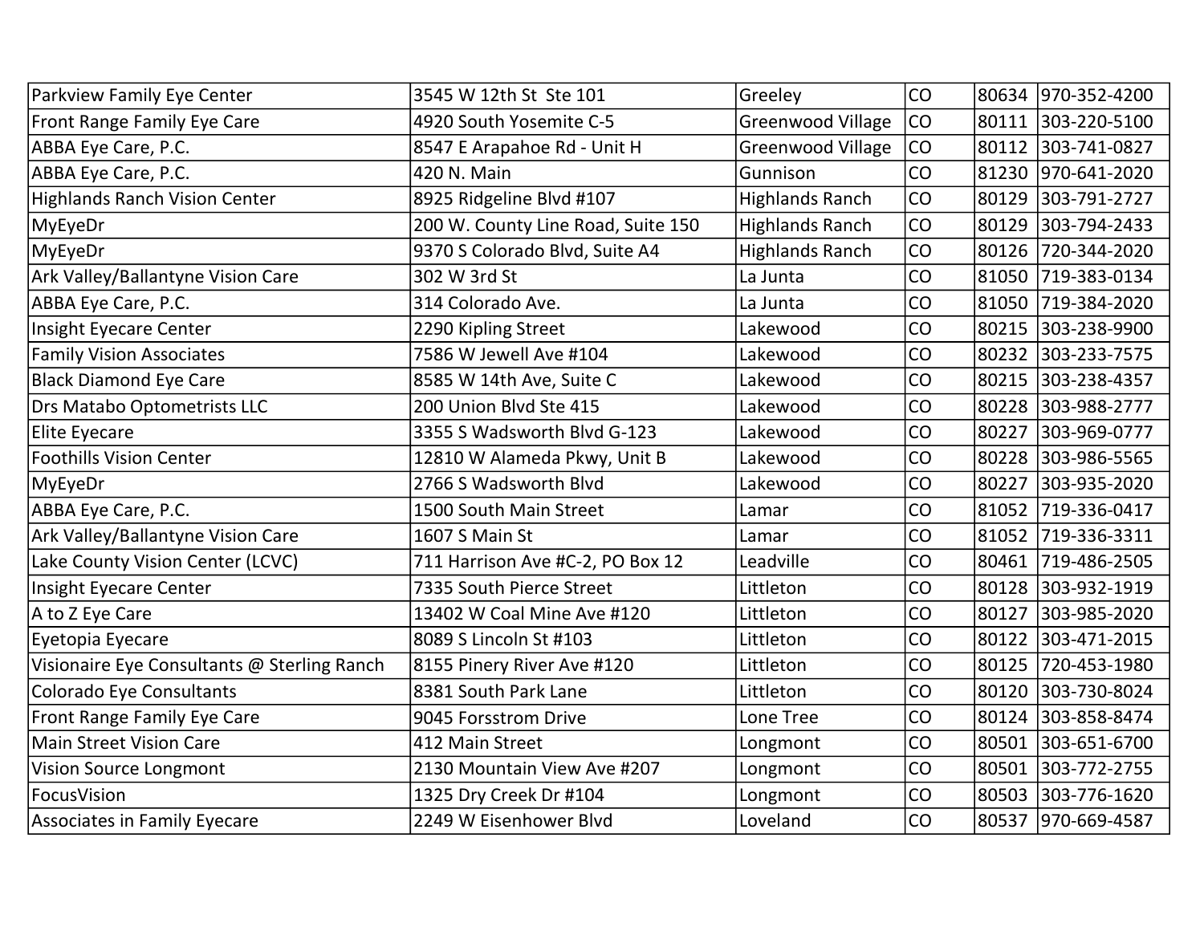| | | | | | |
|---|---|---|---|---|---|
| Parkview Family Eye Center | 3545 W 12th St  Ste 101 | Greeley | CO | 80634 | 970-352-4200 |
| Front Range Family Eye Care | 4920 South Yosemite C-5 | Greenwood Village | CO | 80111 | 303-220-5100 |
| ABBA Eye Care, P.C. | 8547 E Arapahoe Rd - Unit H | Greenwood Village | CO | 80112 | 303-741-0827 |
| ABBA Eye Care, P.C. | 420 N. Main | Gunnison | CO | 81230 | 970-641-2020 |
| Highlands Ranch Vision Center | 8925 Ridgeline Blvd #107 | Highlands Ranch | CO | 80129 | 303-791-2727 |
| MyEyeDr | 200 W. County Line Road, Suite 150 | Highlands Ranch | CO | 80129 | 303-794-2433 |
| MyEyeDr | 9370 S Colorado Blvd, Suite A4 | Highlands Ranch | CO | 80126 | 720-344-2020 |
| Ark Valley/Ballantyne Vision Care | 302 W 3rd St | La Junta | CO | 81050 | 719-383-0134 |
| ABBA Eye Care, P.C. | 314 Colorado Ave. | La Junta | CO | 81050 | 719-384-2020 |
| Insight Eyecare Center | 2290 Kipling Street | Lakewood | CO | 80215 | 303-238-9900 |
| Family Vision Associates | 7586 W Jewell Ave #104 | Lakewood | CO | 80232 | 303-233-7575 |
| Black Diamond Eye Care | 8585 W 14th Ave, Suite C | Lakewood | CO | 80215 | 303-238-4357 |
| Drs Matabo Optometrists LLC | 200 Union Blvd Ste 415 | Lakewood | CO | 80228 | 303-988-2777 |
| Elite Eyecare | 3355 S Wadsworth Blvd G-123 | Lakewood | CO | 80227 | 303-969-0777 |
| Foothills Vision Center | 12810 W Alameda Pkwy, Unit B | Lakewood | CO | 80228 | 303-986-5565 |
| MyEyeDr | 2766 S Wadsworth Blvd | Lakewood | CO | 80227 | 303-935-2020 |
| ABBA Eye Care, P.C. | 1500 South Main Street | Lamar | CO | 81052 | 719-336-0417 |
| Ark Valley/Ballantyne Vision Care | 1607 S Main St | Lamar | CO | 81052 | 719-336-3311 |
| Lake County Vision Center (LCVC) | 711 Harrison Ave #C-2, PO Box 12 | Leadville | CO | 80461 | 719-486-2505 |
| Insight Eyecare Center | 7335 South Pierce Street | Littleton | CO | 80128 | 303-932-1919 |
| A to Z Eye Care | 13402 W Coal Mine Ave #120 | Littleton | CO | 80127 | 303-985-2020 |
| Eyetopia Eyecare | 8089 S Lincoln St #103 | Littleton | CO | 80122 | 303-471-2015 |
| Visionaire Eye Consultants @ Sterling Ranch | 8155 Pinery River Ave #120 | Littleton | CO | 80125 | 720-453-1980 |
| Colorado Eye Consultants | 8381 South Park Lane | Littleton | CO | 80120 | 303-730-8024 |
| Front Range Family Eye Care | 9045 Forsstrom Drive | Lone Tree | CO | 80124 | 303-858-8474 |
| Main Street Vision Care | 412 Main Street | Longmont | CO | 80501 | 303-651-6700 |
| Vision Source Longmont | 2130 Mountain View Ave #207 | Longmont | CO | 80501 | 303-772-2755 |
| FocusVision | 1325 Dry Creek Dr #104 | Longmont | CO | 80503 | 303-776-1620 |
| Associates in Family Eyecare | 2249 W Eisenhower Blvd | Loveland | CO | 80537 | 970-669-4587 |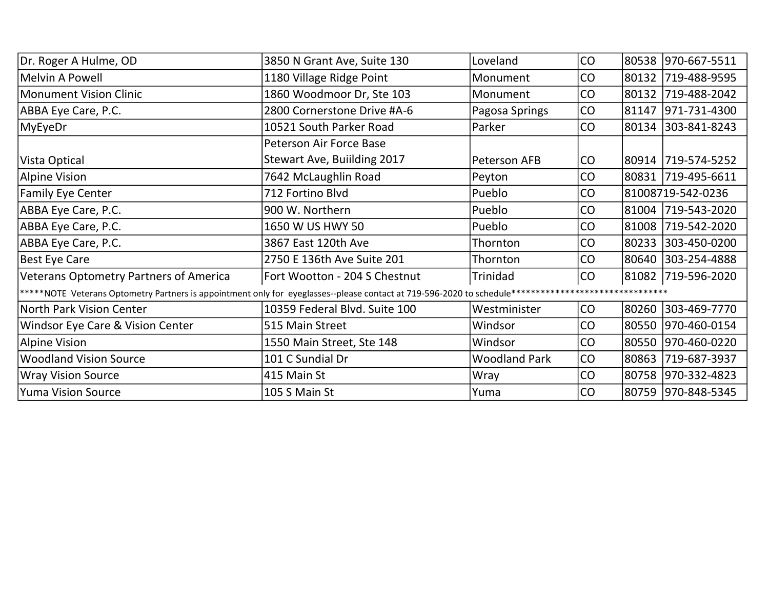| | | | | | |
|---|---|---|---|---|---|
| Dr. Roger A Hulme, OD | 3850 N Grant Ave, Suite 130 | Loveland | CO | 80538 | 970-667-5511 |
| Melvin A Powell | 1180 Village Ridge Point | Monument | CO | 80132 | 719-488-9595 |
| Monument Vision Clinic | 1860 Woodmoor Dr, Ste 103 | Monument | CO | 80132 | 719-488-2042 |
| ABBA Eye Care, P.C. | 2800 Cornerstone Drive #A-6 | Pagosa Springs | CO | 81147 | 971-731-4300 |
| MyEyeDr | 10521 South Parker Road | Parker | CO | 80134 | 303-841-8243 |
| Vista Optical | Peterson Air Force Base Stewart Ave, Buiilding 2017 | Peterson AFB | CO | 80914 | 719-574-5252 |
| Alpine Vision | 7642 McLaughlin Road | Peyton | CO | 80831 | 719-495-6611 |
| Family Eye Center | 712 Fortino Blvd | Pueblo | CO | 81008 | 719-542-0236 |
| ABBA Eye Care, P.C. | 900 W. Northern | Pueblo | CO | 81004 | 719-543-2020 |
| ABBA Eye Care, P.C. | 1650 W US HWY 50 | Pueblo | CO | 81008 | 719-542-2020 |
| ABBA Eye Care, P.C. | 3867 East 120th Ave | Thornton | CO | 80233 | 303-450-0200 |
| Best Eye Care | 2750 E 136th Ave Suite 201 | Thornton | CO | 80640 | 303-254-4888 |
| Veterans Optometry Partners of America | Fort Wootton - 204 S Chestnut | Trinidad | CO | 81082 | 719-596-2020 |
| *****NOTE Veterans Optometry Partners is appointment only for eyeglasses--please contact at 719-596-2020 to schedule******************************** | | | | | |
| North Park Vision Center | 10359 Federal Blvd. Suite 100 | Westminister | CO | 80260 | 303-469-7770 |
| Windsor Eye Care & Vision Center | 515 Main Street | Windsor | CO | 80550 | 970-460-0154 |
| Alpine Vision | 1550 Main Street, Ste 148 | Windsor | CO | 80550 | 970-460-0220 |
| Woodland Vision Source | 101 C Sundial Dr | Woodland Park | CO | 80863 | 719-687-3937 |
| Wray Vision Source | 415 Main St | Wray | CO | 80758 | 970-332-4823 |
| Yuma Vision Source | 105 S Main St | Yuma | CO | 80759 | 970-848-5345 |